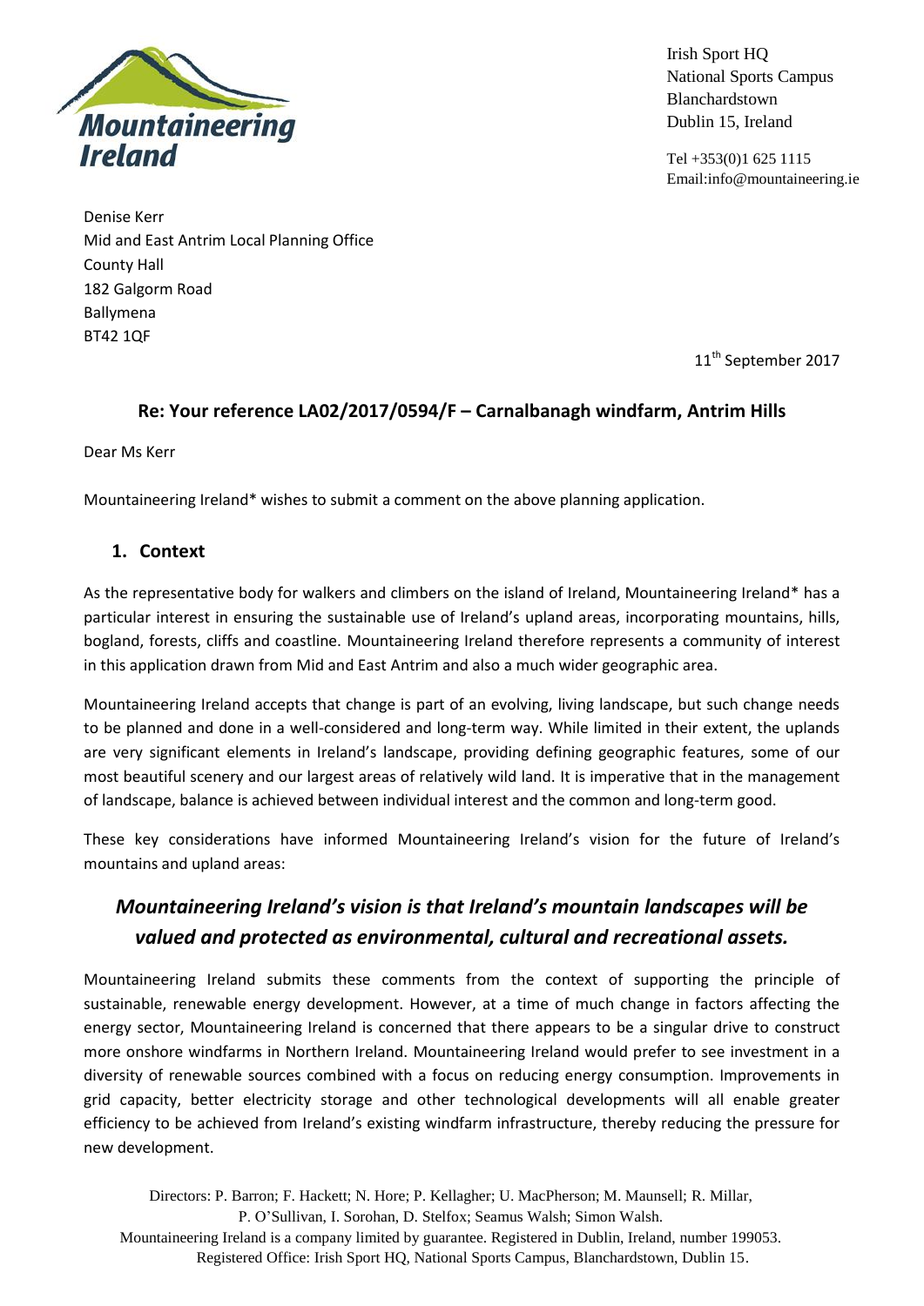Irish Sport HQ
National Sports Campus
Blanchardstown
Dublin 15, Ireland

Tel +353(0)1 625 1115
Email:info@mountaineering.ie

Denise Kerr
Mid and East Antrim Local Planning Office
County Hall
182 Galgorm Road
Ballymena
BT42 1QF

11th September 2017

**Re: Your reference LA02/2017/0594/F – Carnalbanagh windfarm, Antrim Hills**

Dear Ms Kerr

Mountaineering Ireland* wishes to submit a comment on the above planning application.

## 1. Context

As the representative body for walkers and climbers on the island of Ireland, Mountaineering Ireland* has a particular interest in ensuring the sustainable use of Ireland's upland areas, incorporating mountains, hills, bogland, forests, cliffs and coastline. Mountaineering Ireland therefore represents a community of interest in this application drawn from Mid and East Antrim and also a much wider geographic area.

Mountaineering Ireland accepts that change is part of an evolving, living landscape, but such change needs to be planned and done in a well-considered and long-term way. While limited in their extent, the uplands are very significant elements in Ireland's landscape, providing defining geographic features, some of our most beautiful scenery and our largest areas of relatively wild land. It is imperative that in the management of landscape, balance is achieved between individual interest and the common and long-term good.

These key considerations have informed Mountaineering Ireland's vision for the future of Ireland's mountains and upland areas:

***Mountaineering Ireland's vision is that Ireland's mountain landscapes will be valued and protected as environmental, cultural and recreational assets.***

Mountaineering Ireland submits these comments from the context of supporting the principle of sustainable, renewable energy development. However, at a time of much change in factors affecting the energy sector, Mountaineering Ireland is concerned that there appears to be a singular drive to construct more onshore windfarms in Northern Ireland. Mountaineering Ireland would prefer to see investment in a diversity of renewable sources combined with a focus on reducing energy consumption. Improvements in grid capacity, better electricity storage and other technological developments will all enable greater efficiency to be achieved from Ireland's existing windfarm infrastructure, thereby reducing the pressure for new development.

Directors: P. Barron; F. Hackett; N. Hore; P. Kellagher; U. MacPherson; M. Maunsell; R. Millar, P. O'Sullivan, I. Sorohan, D. Stelfox; Seamus Walsh; Simon Walsh.
Mountaineering Ireland is a company limited by guarantee. Registered in Dublin, Ireland, number 199053.
Registered Office: Irish Sport HQ, National Sports Campus, Blanchardstown, Dublin 15.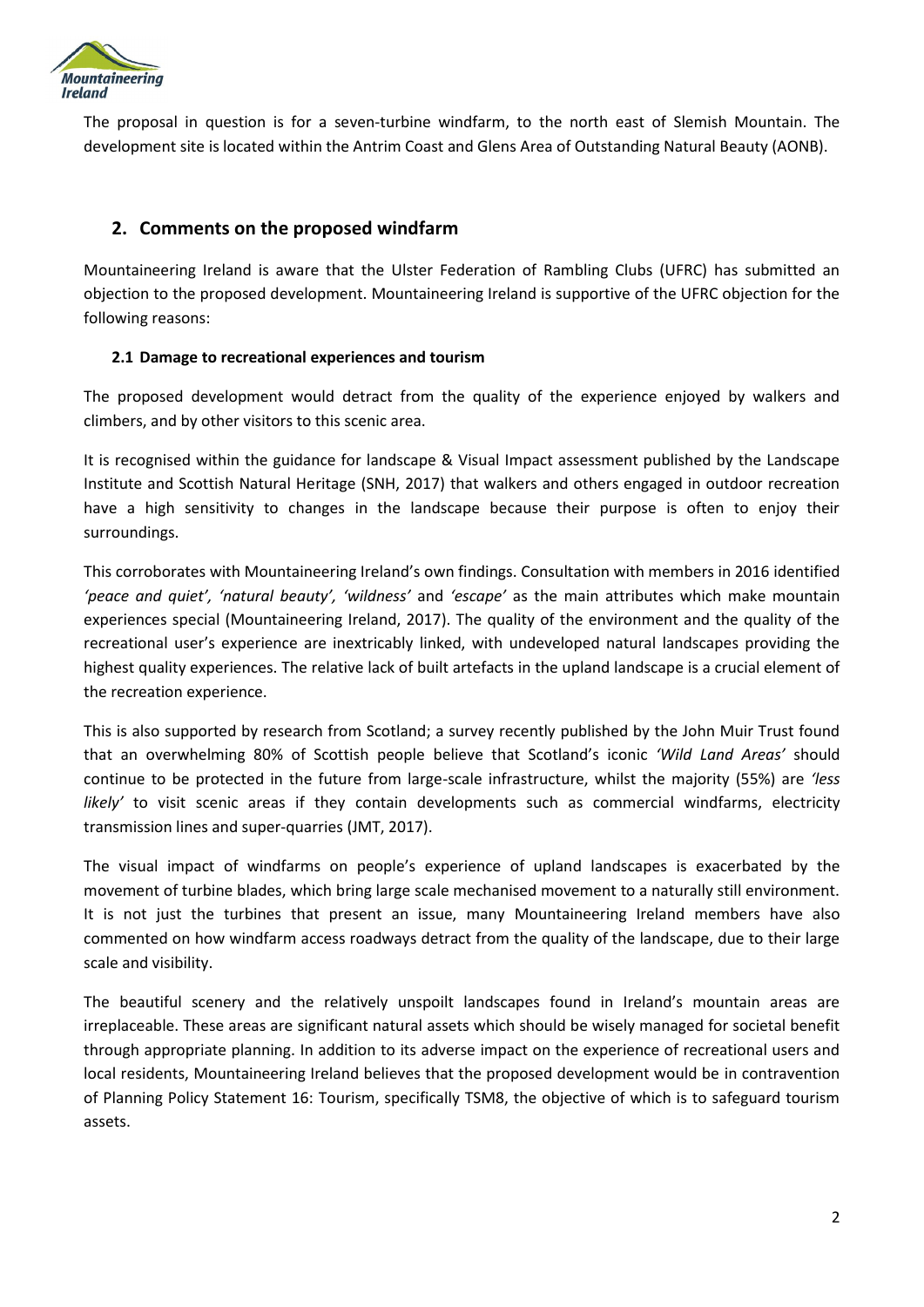The proposal in question is for a seven-turbine windfarm, to the north east of Slemish Mountain. The development site is located within the Antrim Coast and Glens Area of Outstanding Natural Beauty (AONB).

## 2. Comments on the proposed windfarm

Mountaineering Ireland is aware that the Ulster Federation of Rambling Clubs (UFRC) has submitted an objection to the proposed development. Mountaineering Ireland is supportive of the UFRC objection for the following reasons:

### 2.1 Damage to recreational experiences and tourism

The proposed development would detract from the quality of the experience enjoyed by walkers and climbers, and by other visitors to this scenic area.

It is recognised within the guidance for landscape & Visual Impact assessment published by the Landscape Institute and Scottish Natural Heritage (SNH, 2017) that walkers and others engaged in outdoor recreation have a high sensitivity to changes in the landscape because their purpose is often to enjoy their surroundings.

This corroborates with Mountaineering Ireland's own findings. Consultation with members in 2016 identified *'peace and quiet', 'natural beauty', 'wildness'* and *'escape'* as the main attributes which make mountain experiences special (Mountaineering Ireland, 2017). The quality of the environment and the quality of the recreational user's experience are inextricably linked, with undeveloped natural landscapes providing the highest quality experiences. The relative lack of built artefacts in the upland landscape is a crucial element of the recreation experience.

This is also supported by research from Scotland; a survey recently published by the John Muir Trust found that an overwhelming 80% of Scottish people believe that Scotland's iconic *'Wild Land Areas'* should continue to be protected in the future from large-scale infrastructure, whilst the majority (55%) are *'less likely'* to visit scenic areas if they contain developments such as commercial windfarms, electricity transmission lines and super-quarries (JMT, 2017).

The visual impact of windfarms on people's experience of upland landscapes is exacerbated by the movement of turbine blades, which bring large scale mechanised movement to a naturally still environment. It is not just the turbines that present an issue, many Mountaineering Ireland members have also commented on how windfarm access roadways detract from the quality of the landscape, due to their large scale and visibility.

The beautiful scenery and the relatively unspoilt landscapes found in Ireland's mountain areas are irreplaceable. These areas are significant natural assets which should be wisely managed for societal benefit through appropriate planning. In addition to its adverse impact on the experience of recreational users and local residents, Mountaineering Ireland believes that the proposed development would be in contravention of Planning Policy Statement 16: Tourism, specifically TSM8, the objective of which is to safeguard tourism assets.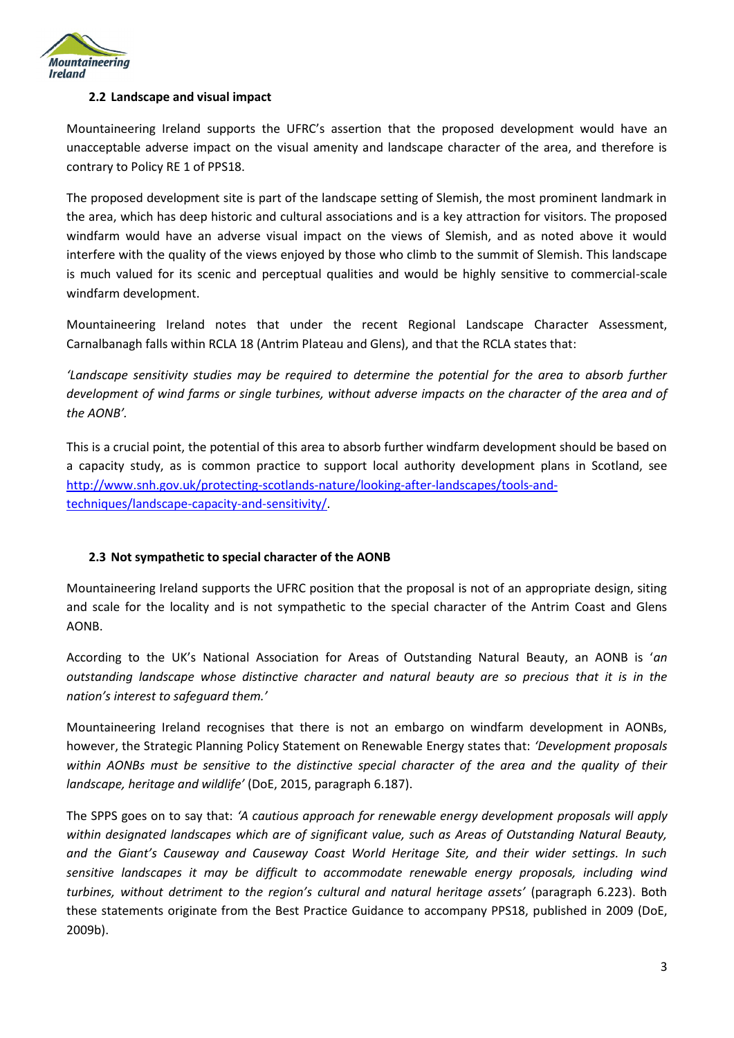### 2.2 Landscape and visual impact

Mountaineering Ireland supports the UFRC's assertion that the proposed development would have an unacceptable adverse impact on the visual amenity and landscape character of the area, and therefore is contrary to Policy RE 1 of PPS18.

The proposed development site is part of the landscape setting of Slemish, the most prominent landmark in the area, which has deep historic and cultural associations and is a key attraction for visitors. The proposed windfarm would have an adverse visual impact on the views of Slemish, and as noted above it would interfere with the quality of the views enjoyed by those who climb to the summit of Slemish. This landscape is much valued for its scenic and perceptual qualities and would be highly sensitive to commercial-scale windfarm development.

Mountaineering Ireland notes that under the recent Regional Landscape Character Assessment, Carnalbanagh falls within RCLA 18 (Antrim Plateau and Glens), and that the RCLA states that:

*'Landscape sensitivity studies may be required to determine the potential for the area to absorb further development of wind farms or single turbines, without adverse impacts on the character of the area and of the AONB'.*

This is a crucial point, the potential of this area to absorb further windfarm development should be based on a capacity study, as is common practice to support local authority development plans in Scotland, see [http://www.snh.gov.uk/protecting-scotlands-nature/looking-after-landscapes/tools-and-techniques/landscape-capacity-and-sensitivity/](http://www.snh.gov.uk/protecting-scotlands-nature/looking-after-landscapes/tools-and-techniques/landscape-capacity-and-sensitivity/).

### 2.3 Not sympathetic to special character of the AONB

Mountaineering Ireland supports the UFRC position that the proposal is not of an appropriate design, siting and scale for the locality and is not sympathetic to the special character of the Antrim Coast and Glens AONB.

According to the UK's National Association for Areas of Outstanding Natural Beauty, an AONB is '*an outstanding landscape whose distinctive character and natural beauty are so precious that it is in the nation's interest to safeguard them.'*

Mountaineering Ireland recognises that there is not an embargo on windfarm development in AONBs, however, the Strategic Planning Policy Statement on Renewable Energy states that: *'Development proposals within AONBs must be sensitive to the distinctive special character of the area and the quality of their landscape, heritage and wildlife'* (DoE, 2015, paragraph 6.187).

The SPPS goes on to say that: *'A cautious approach for renewable energy development proposals will apply within designated landscapes which are of significant value, such as Areas of Outstanding Natural Beauty, and the Giant's Causeway and Causeway Coast World Heritage Site, and their wider settings. In such sensitive landscapes it may be difficult to accommodate renewable energy proposals, including wind turbines, without detriment to the region's cultural and natural heritage assets'* (paragraph 6.223). Both these statements originate from the Best Practice Guidance to accompany PPS18, published in 2009 (DoE, 2009b).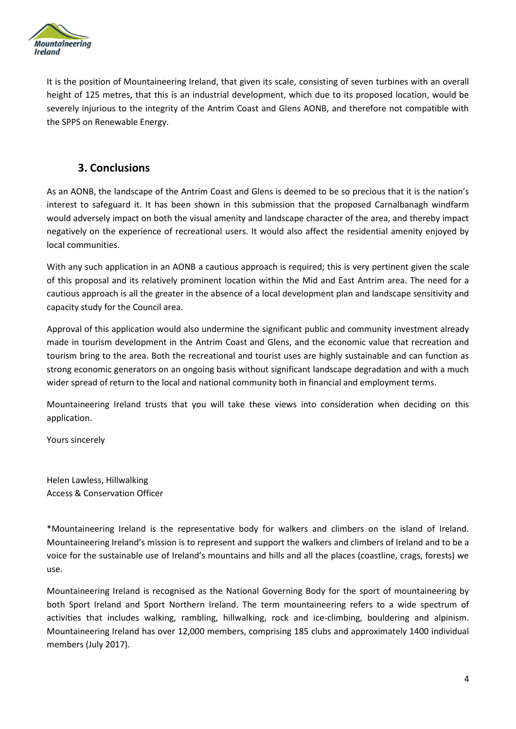It is the position of Mountaineering Ireland, that given its scale, consisting of seven turbines with an overall height of 125 metres, that this is an industrial development, which due to its proposed location, would be severely injurious to the integrity of the Antrim Coast and Glens AONB, and therefore not compatible with the SPPS on Renewable Energy.

## 3. Conclusions

As an AONB, the landscape of the Antrim Coast and Glens is deemed to be so precious that it is the nation's interest to safeguard it. It has been shown in this submission that the proposed Carnalbanagh windfarm would adversely impact on both the visual amenity and landscape character of the area, and thereby impact negatively on the experience of recreational users. It would also affect the residential amenity enjoyed by local communities.

With any such application in an AONB a cautious approach is required; this is very pertinent given the scale of this proposal and its relatively prominent location within the Mid and East Antrim area. The need for a cautious approach is all the greater in the absence of a local development plan and landscape sensitivity and capacity study for the Council area.

Approval of this application would also undermine the significant public and community investment already made in tourism development in the Antrim Coast and Glens, and the economic value that recreation and tourism bring to the area. Both the recreational and tourist uses are highly sustainable and can function as strong economic generators on an ongoing basis without significant landscape degradation and with a much wider spread of return to the local and national community both in financial and employment terms.

Mountaineering Ireland trusts that you will take these views into consideration when deciding on this application.

Yours sincerely

Helen Lawless, Hillwalking
Access & Conservation Officer

*Mountaineering Ireland is the representative body for walkers and climbers on the island of Ireland. Mountaineering Ireland's mission is to represent and support the walkers and climbers of Ireland and to be a voice for the sustainable use of Ireland's mountains and hills and all the places (coastline, crags, forests) we use.

Mountaineering Ireland is recognised as the National Governing Body for the sport of mountaineering by both Sport Ireland and Sport Northern Ireland. The term mountaineering refers to a wide spectrum of activities that includes walking, rambling, hillwalking, rock and ice-climbing, bouldering and alpinism. Mountaineering Ireland has over 12,000 members, comprising 185 clubs and approximately 1400 individual members (July 2017).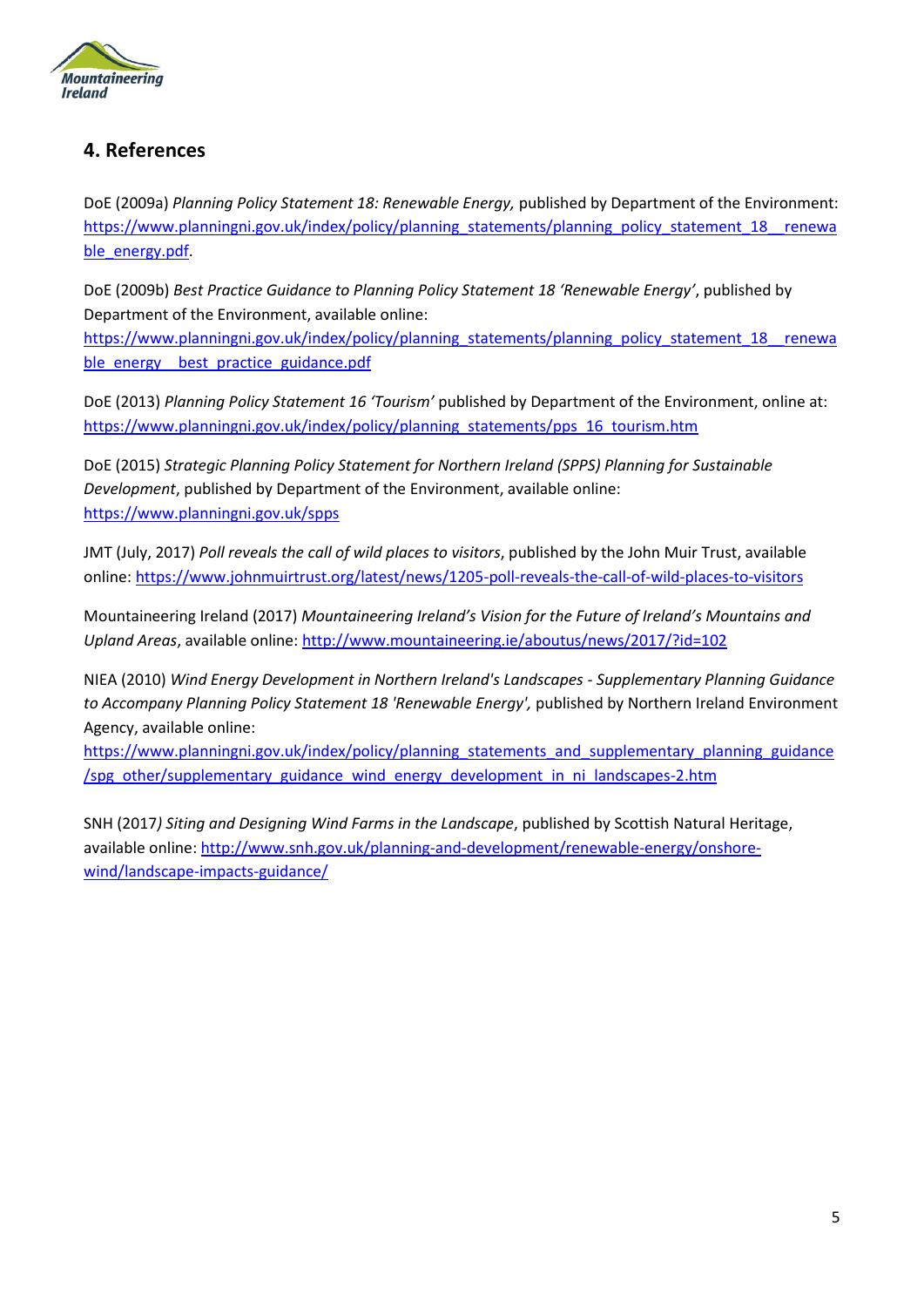## 4. References

DoE (2009a) *Planning Policy Statement 18: Renewable Energy,* published by Department of the Environment: https://www.planningni.gov.uk/index/policy/planning_statements/planning_policy_statement_18__renewable_energy.pdf.

DoE (2009b) *Best Practice Guidance to Planning Policy Statement 18 'Renewable Energy'*, published by Department of the Environment, available online: https://www.planningni.gov.uk/index/policy/planning_statements/planning_policy_statement_18__renewable_energy__best_practice_guidance.pdf

DoE (2013) *Planning Policy Statement 16 'Tourism'* published by Department of the Environment, online at: https://www.planningni.gov.uk/index/policy/planning_statements/pps_16_tourism.htm

DoE (2015) *Strategic Planning Policy Statement for Northern Ireland (SPPS) Planning for Sustainable Development*, published by Department of the Environment, available online: https://www.planningni.gov.uk/spps

JMT (July, 2017) *Poll reveals the call of wild places to visitors*, published by the John Muir Trust, available online: https://www.johnmuirtrust.org/latest/news/1205-poll-reveals-the-call-of-wild-places-to-visitors

Mountaineering Ireland (2017) *Mountaineering Ireland's Vision for the Future of Ireland's Mountains and Upland Areas*, available online: http://www.mountaineering.ie/aboutus/news/2017/?id=102

NIEA (2010) *Wind Energy Development in Northern Ireland's Landscapes - Supplementary Planning Guidance to Accompany Planning Policy Statement 18 'Renewable Energy',* published by Northern Ireland Environment Agency, available online: https://www.planningni.gov.uk/index/policy/planning_statements_and_supplementary_planning_guidance/spg_other/supplementary_guidance_wind_energy_development_in_ni_landscapes-2.htm

SNH (2017*) Siting and Designing Wind Farms in the Landscape*, published by Scottish Natural Heritage, available online: http://www.snh.gov.uk/planning-and-development/renewable-energy/onshore-wind/landscape-impacts-guidance/